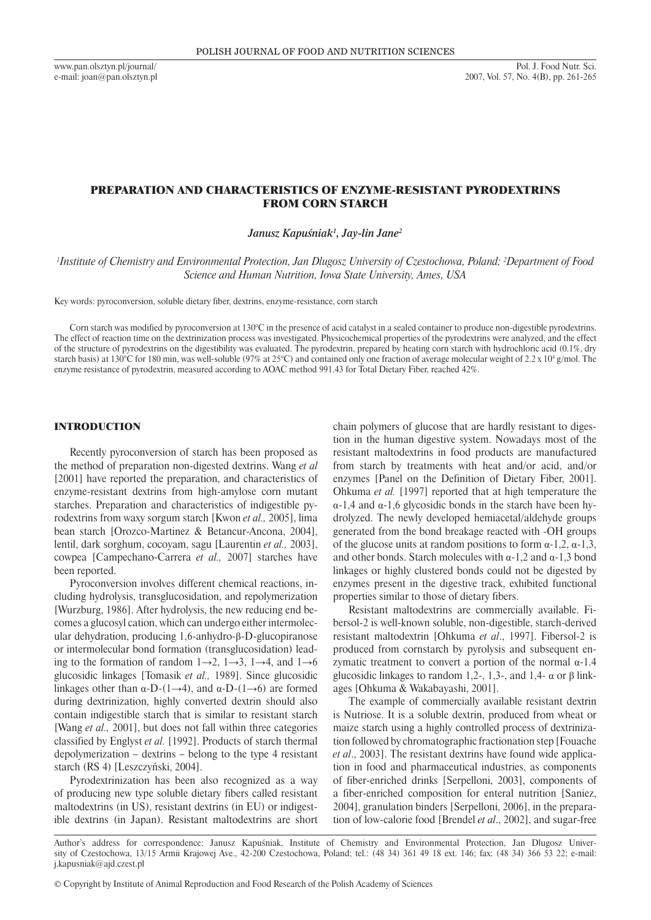# PREPARATION AND CHARACTERISTICS OF ENZYME-RESISTANT PYRODEXTRINS FROM CORN STARCH

*Janusz Kapuśniak[1], Jay-lin Jane[2]*

*[1]Institute of Chemistry and Environmental Protection, Jan Dlugosz University of Czestochowa, Poland; [2]Department of Food Science and Human Nutrition, Iowa State University, Ames, USA*

Key words: pyroconversion, soluble dietary fiber, dextrins, enzyme-resistance, corn starch

Corn starch was modified by pyroconversion at 130°C in the presence of acid catalyst in a sealed container to produce non-digestible pyrodextrins. The effect of reaction time on the dextrinization process was investigated. Physicochemical properties of the pyrodextrins were analyzed, and the effect of the structure of pyrodextrins on the digestibility was evaluated. The pyrodextrin, prepared by heating corn starch with hydrochloric acid (0.1%, dry starch basis) at 130°C for 180 min, was well-soluble (97% at 25°C) and contained only one fraction of average molecular weight of $2.2 \times 10^4$ g/mol. The enzyme resistance of pyrodextrin, measured according to AOAC method 991.43 for Total Dietary Fiber, reached 42%.

## INTRODUCTION

Recently pyroconversion of starch has been proposed as the method of preparation non-digested dextrins. Wang *et al* [2001] have reported the preparation, and characteristics of enzyme-resistant dextrins from high-amylose corn mutant starches. Preparation and characteristics of indigestible pyrodextrins from waxy sorgum starch [Kwon *et al.,* 2005], lima bean starch [Orozco-Martinez & Betancur-Ancona, 2004], lentil, dark sorghum, cocoyam, sagu [Laurentin *et al.,* 2003], cowpea [Campechano-Carrera *et al.,* 2007] starches have been reported.

Pyroconversion involves different chemical reactions, including hydrolysis, transglucosidation, and repolymerization [Wurzburg, 1986]. After hydrolysis, the new reducing end becomes a glucosyl cation, which can undergo either intermolecular dehydration, producing 1,6-anhydro-β-D-glucopiranose or intermolecular bond formation (transglucosidation) leading to the formation of random 1→2, 1→3, 1→4, and 1→6 glucosidic linkages [Tomasik *et al.,* 1989]. Since glucosidic linkages other than α-D-(1→4), and α-D-(1→6) are formed during dextrinization, highly converted dextrin should also contain indigestible starch that is similar to resistant starch [Wang *et al.,* 2001], but does not fall within three categories classified by Englyst *et al.* [1992]. Products of starch thermal depolymerization – dextrins – belong to the type 4 resistant starch (RS 4) [Leszczyński, 2004].

Pyrodextrinization has been also recognized as a way of producing new type soluble dietary fibers called resistant maltodextrins (in US), resistant dextrins (in EU) or indigestible dextrins (in Japan). Resistant maltodextrins are short chain polymers of glucose that are hardly resistant to digestion in the human digestive system. Nowadays most of the resistant maltodextrins in food products are manufactured from starch by treatments with heat and/or acid, and/or enzymes [Panel on the Definition of Dietary Fiber, 2001]. Ohkuma *et al.* [1997] reported that at high temperature the α-1,4 and α-1,6 glycosidic bonds in the starch have been hydrolyzed. The newly developed hemiacetal/aldehyde groups generated from the bond breakage reacted with -OH groups of the glucose units at random positions to form α-1,2, α-1,3, and other bonds. Starch molecules with α-1,2 and α-1,3 bond linkages or highly clustered bonds could not be digested by enzymes present in the digestive track, exhibited functional properties similar to those of dietary fibers.

Resistant maltodextrins are commercially available. Fibersol-2 is well-known soluble, non-digestible, starch-derived resistant maltodextrin [Ohkuma *et al*., 1997]. Fibersol-2 is produced from cornstarch by pyrolysis and subsequent enzymatic treatment to convert a portion of the normal α-1.4 glucosidic linkages to random 1,2-, 1,3-, and 1,4- α or β linkages [Ohkuma & Wakabayashi, 2001].

The example of commercially available resistant dextrin is Nutriose. It is a soluble dextrin, produced from wheat or maize starch using a highly controlled process of dextrinization followed by chromatographic fractionation step [Fouache *et al*., 2003]. The resistant dextrins have found wide application in food and pharmaceutical industries, as components of fiber-enriched drinks [Serpelloni, 2003], components of a fiber-enriched composition for enteral nutrition [Saniez, 2004], granulation binders [Serpelloni, 2006], in the preparation of low-calorie food [Brendel *et al*., 2002], and sugar-free

---

Author's address for correspondence: Janusz Kapuśniak, Institute of Chemistry and Environmental Protection, Jan Dlugosz University of Czestochowa, 13/15 Armii Krajowej Ave., 42-200 Czestochowa, Poland; tel.: (48 34) 361 49 18 ext. 146; fax: (48 34) 366 53 22; e-mail: j.kapusniak@ajd.czest.pl

© Copyright by Institute of Animal Reproduction and Food Research of the Polish Academy of Sciences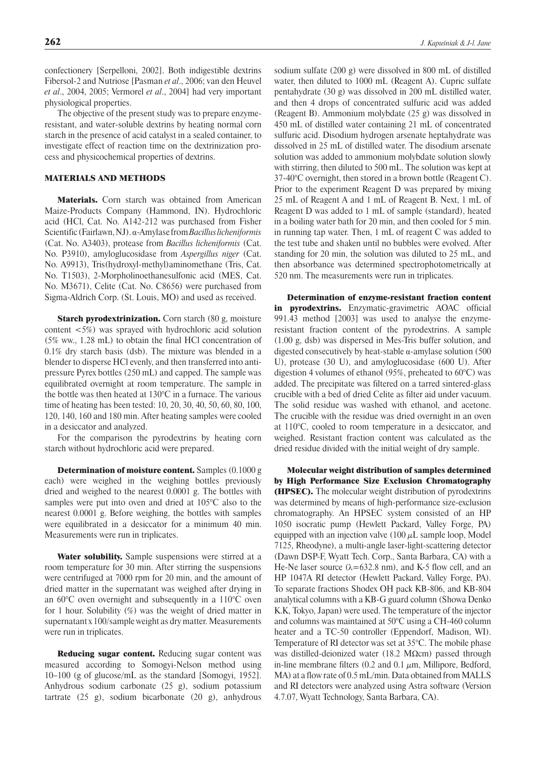confectionery [Serpelloni, 2002]. Both indigestible dextrins Fibersol-2 and Nutriose [Pasman *et al*., 2006; van den Heuvel *et al*., 2004, 2005; Vermorel *et al*., 2004] had very important physiological properties.

The objective of the present study was to prepare enzyme-resistant, and water-soluble dextrins by heating normal corn starch in the presence of acid catalyst in a sealed container, to investigate effect of reaction time on the dextrinization process and physicochemical properties of dextrins.

## MATERIALS AND METHODS

**Materials.** Corn starch was obtained from American Maize-Products Company (Hammond, IN). Hydrochloric acid (HCl, Cat. No. A142-212 was purchased from Fisher Scientific (Fairlawn, NJ). α-Amylase from *Bacillus licheniformis* (Cat. No. A3403), protease from *Bacillus licheniformis* (Cat. No. P3910), amyloglucosidase from *Aspergillus niger* (Cat. No. A9913), Tris(hydroxyl-methyl)aminomethane (Tris, Cat. No. T1503), 2-Morpholinoethanesulfonic acid (MES, Cat. No. M3671), Celite (Cat. No. C8656) were purchased from Sigma-Aldrich Corp. (St. Louis, MO) and used as received.

**Starch pyrodextrinization.** Corn starch (80 g, moisture content <5%) was sprayed with hydrochloric acid solution (5% ww., 1.28 mL) to obtain the final HCl concentration of 0.1% dry starch basis (dsb). The mixture was blended in a blender to disperse HCl evenly, and then transferred into anti-pressure Pyrex bottles (250 mL) and capped. The sample was equilibrated overnight at room temperature. The sample in the bottle was then heated at 130°C in a furnace. The various time of heating has been tested: 10, 20, 30, 40, 50, 60, 80, 100, 120, 140, 160 and 180 min. After heating samples were cooled in a desiccator and analyzed.

For the comparison the pyrodextrins by heating corn starch without hydrochloric acid were prepared.

**Determination of moisture content.** Samples (0.1000 g each) were weighed in the weighing bottles previously dried and weighed to the nearest 0.0001 g. The bottles with samples were put into oven and dried at 105°C also to the nearest 0.0001 g. Before weighing, the bottles with samples were equilibrated in a desiccator for a minimum 40 min. Measurements were run in triplicates.

**Water solubility.** Sample suspensions were stirred at a room temperature for 30 min. After stirring the suspensions were centrifuged at 7000 rpm for 20 min, and the amount of dried matter in the supernatant was weighed after drying in an 60°C oven overnight and subsequently in a 110°C oven for 1 hour. Solubility (%) was the weight of dried matter in supernatant x 100/sample weight as dry matter. Measurements were run in triplicates.

**Reducing sugar content.** Reducing sugar content was measured according to Somogyi-Nelson method using 10–100 (g of glucose/mL as the standard [Somogyi, 1952]. Anhydrous sodium carbonate (25 g), sodium potassium tartrate (25 g), sodium bicarbonate (20 g), anhydrous sodium sulfate (200 g) were dissolved in 800 mL of distilled water, then diluted to 1000 mL (Reagent A). Cupric sulfate pentahydrate (30 g) was dissolved in 200 mL distilled water, and then 4 drops of concentrated sulfuric acid was added (Reagent B). Ammonium molybdate (25 g) was dissolved in 450 mL of distilled water containing 21 mL of concentrated sulfuric acid. Disodium hydrogen arsenate heptahydrate was dissolved in 25 mL of distilled water. The disodium arsenate solution was added to ammonium molybdate solution slowly with stirring, then diluted to 500 mL. The solution was kept at 37-40°C overnight, then stored in a brown bottle (Reagent C). Prior to the experiment Reagent D was prepared by mixing 25 mL of Reagent A and 1 mL of Reagent B. Next, 1 mL of Reagent D was added to 1 mL of sample (standard), heated in a boiling water bath for 20 min, and then cooled for 5 min. in running tap water. Then, 1 mL of reagent C was added to the test tube and shaken until no bubbles were evolved. After standing for 20 min, the solution was diluted to 25 mL, and then absorbance was determined spectrophotometrically at 520 nm. The measurements were run in triplicates.

**Determination of enzyme-resistant fraction content in pyrodextrins.** Enzymatic-gravimetric AOAC official 991.43 method [2003] was used to analyse the enzyme-resistant fraction content of the pyrodextrins. A sample (1.00 g, dsb) was dispersed in Mes-Tris buffer solution, and digested consecutively by heat-stable α-amylase solution (500 U), protease (30 U), and amyloglucosidase (600 U). After digestion 4 volumes of ethanol (95%, preheated to 60°C) was added. The precipitate was filtered on a tarred sintered-glass crucible with a bed of dried Celite as filter aid under vacuum. The solid residue was washed with ethanol, and acetone. The crucible with the residue was dried overnight in an oven at 110°C, cooled to room temperature in a desiccator, and weighed. Resistant fraction content was calculated as the dried residue divided with the initial weight of dry sample.

**Molecular weight distribution of samples determined by High Performance Size Exclusion Chromatography (HPSEC).** The molecular weight distribution of pyrodextrins was determined by means of high-performance size-exclusion chromatography. An HPSEC system consisted of an HP 1050 isocratic pump (Hewlett Packard, Valley Forge, PA) equipped with an injection valve (100 $\mu$L sample loop, Model 7125, Rheodyne), a multi-angle laser-light-scattering detector (Dawn DSP-F, Wyatt Tech. Corp., Santa Barbara, CA) with a He-Ne laser source ($\lambda$=632.8 nm), and K-5 flow cell, and an HP 1047A RI detector (Hewlett Packard, Valley Forge, PA). To separate fractions Shodex OH pack KB-806, and KB-804 analytical columns with a KB-G guard column (Showa Denko K.K, Tokyo, Japan) were used. The temperature of the injector and columns was maintained at 50°C using a CH-460 column heater and a TC-50 controller (Eppendorf, Madison, WI). Temperature of RI detector was set at 35°C. The mobile phase was distilled-deionized water (18.2 MΩcm) passed through in-line membrane filters (0.2 and 0.1 $\mu$m, Millipore, Bedford, MA) at a flow rate of 0.5 mL/min. Data obtained from MALLS and RI detectors were analyzed using Astra software (Version 4.7.07, Wyatt Technology, Santa Barbara, CA).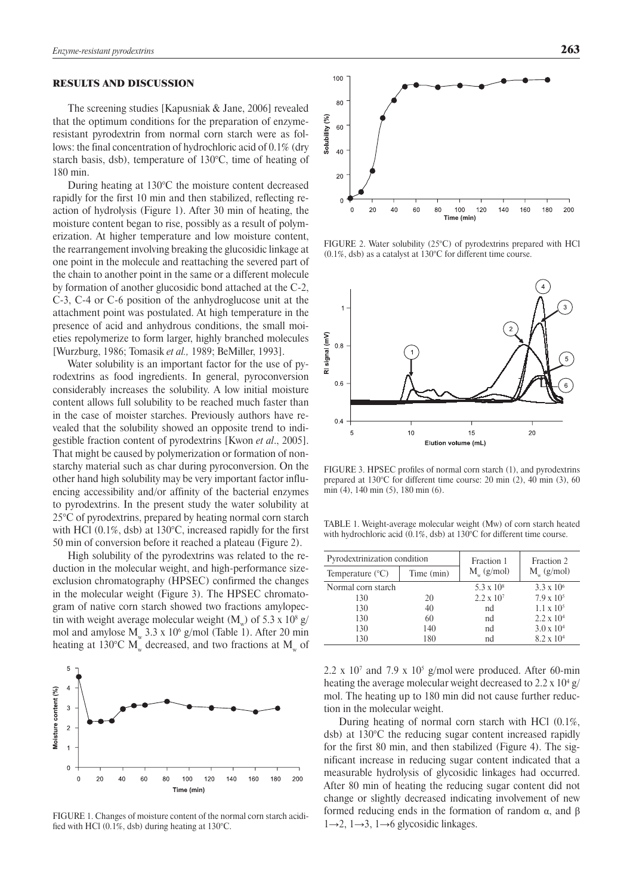## RESULTS AND DISCUSSION

The screening studies [Kapusniak & Jane, 2006] revealed that the optimum conditions for the preparation of enzyme-resistant pyrodextrin from normal corn starch were as follows: the final concentration of hydrochloric acid of 0.1% (dry starch basis, dsb), temperature of 130°C, time of heating of 180 min.

During heating at 130°C the moisture content decreased rapidly for the first 10 min and then stabilized, reflecting reaction of hydrolysis (Figure 1). After 30 min of heating, the moisture content began to rise, possibly as a result of polymerization. At higher temperature and low moisture content, the rearrangement involving breaking the glucosidic linkage at one point in the molecule and reattaching the severed part of the chain to another point in the same or a different molecule by formation of another glucosidic bond attached at the C-2, C-3, C-4 or C-6 position of the anhydroglucose unit at the attachment point was postulated. At high temperature in the presence of acid and anhydrous conditions, the small moieties repolymerize to form larger, highly branched molecules [Wurzburg, 1986; Tomasik *et al.,* 1989; BeMiller, 1993].

Water solubility is an important factor for the use of pyrodextrins as food ingredients. In general, pyroconversion considerably increases the solubility. A low initial moisture content allows full solubility to be reached much faster than in the case of moister starches. Previously authors have revealed that the solubility showed an opposite trend to indigestible fraction content of pyrodextrins [Kwon *et al*., 2005]. That might be caused by polymerization or formation of non-starchy material such as char during pyroconversion. On the other hand high solubility may be very important factor influencing accessibility and/or affinity of the bacterial enzymes to pyrodextrins. In the present study the water solubility at 25°C of pyrodextrins, prepared by heating normal corn starch with HCl (0.1%, dsb) at 130°C, increased rapidly for the first 50 min of conversion before it reached a plateau (Figure 2).

High solubility of the pyrodextrins was related to the reduction in the molecular weight, and high-performance size-exclusion chromatography (HPSEC) confirmed the changes in the molecular weight (Figure 3). The HPSEC chromatogram of native corn starch showed two fractions amylopectin with weight average molecular weight ($M_w$) of $5.3 \times 10^8$ g/mol and amylose $M_w$ $3.3 \times 10^6$ g/mol (Table 1). After 20 min heating at 130°C $M_w$ decreased, and two fractions at $M_w$ of $2.2 \times 10^7$ and $7.9 \times 10^5$ g/mol were produced. After 60-min heating the average molecular weight decreased to $2.2 \times 10^4$ g/mol. The heating up to 180 min did not cause further reduction in the molecular weight.

FIGURE 1. Changes of moisture content of the normal corn starch acidified with HCl (0.1%, dsb) during heating at 130°C.

FIGURE 2. Water solubility (25°C) of pyrodextrins prepared with HCl (0.1%, dsb) as a catalyst at 130°C for different time course.

FIGURE 3. HPSEC profiles of normal corn starch (1), and pyrodextrins prepared at 130°C for different time course: 20 min (2), 40 min (3), 60 min (4), 140 min (5), 180 min (6).

TABLE 1. Weight-average molecular weight (Mw) of corn starch heated with hydrochloric acid (0.1%, dsb) at 130°C for different time course.

| Pyrodextrinization condition | | Fraction 1 | Fraction 2 |
|---|---|---|---|
| Temperature (°C) | Time (min) | $M_w$ (g/mol) | $M_w$ (g/mol) |
| Normal corn starch | | $5.3 \times 10^8$ | $3.3 \times 10^6$ |
| 130 | 20 | $2.2 \times 10^7$ | $7.9 \times 10^5$ |
| 130 | 40 | nd | $1.1 \times 10^5$ |
| 130 | 60 | nd | $2.2 \times 10^4$ |
| 130 | 140 | nd | $3.0 \times 10^4$ |
| 130 | 180 | nd | $8.2 \times 10^4$ |

During heating of normal corn starch with HCl (0.1%, dsb) at 130°C the reducing sugar content increased rapidly for the first 80 min, and then stabilized (Figure 4). The significant increase in reducing sugar content indicated that a measurable hydrolysis of glycosidic linkages had occurred. After 80 min of heating the reducing sugar content did not change or slightly decreased indicating involvement of new formed reducing ends in the formation of random α, and β 1→2, 1→3, 1→6 glycosidic linkages.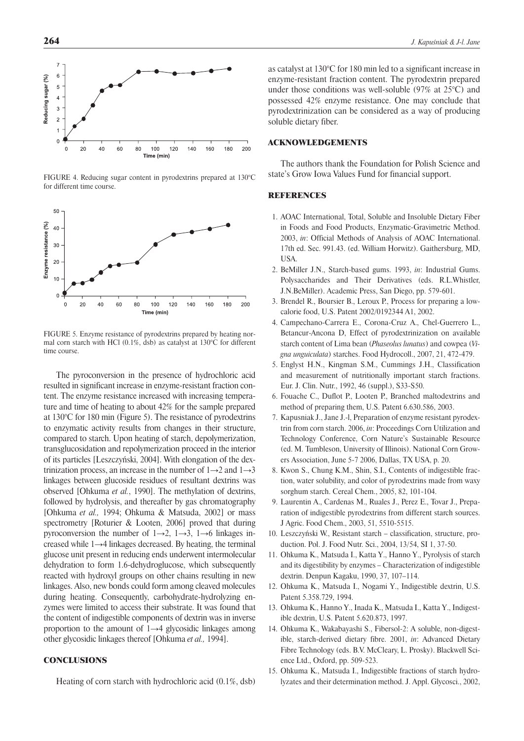FIGURE 4. Reducing sugar content in pyrodextrins prepared at 130°C for different time course.

FIGURE 5. Enzyme resistance of pyrodextrins prepared by heating normal corn starch with HCl (0.1%, dsb) as catalyst at 130°C for different time course.

The pyroconversion in the presence of hydrochloric acid resulted in significant increase in enzyme-resistant fraction content. The enzyme resistance increased with increasing temperature and time of heating to about 42% for the sample prepared at 130°C for 180 min (Figure 5). The resistance of pyrodextrins to enzymatic activity results from changes in their structure, compared to starch. Upon heating of starch, depolymerization, transglucosidation and repolymerization proceed in the interior of its particles [Leszczyński, 2004]. With elongation of the dextrinization process, an increase in the number of 1→2 and 1→3 linkages between glucoside residues of resultant dextrins was observed [Ohkuma *et al.*, 1990]. The methylation of dextrins, followed by hydrolysis, and thereafter by gas chromatography [Ohkuma *et al.,* 1994; Ohkuma & Matsuda, 2002] or mass spectrometry [Roturier & Looten, 2006] proved that during pyroconversion the number of 1→2, 1→3, 1→6 linkages increased while 1→4 linkages decreased. By heating, the terminal glucose unit present in reducing ends underwent intermolecular dehydration to form 1.6-dehydroglucose, which subsequently reacted with hydroxyl groups on other chains resulting in new linkages. Also, new bonds could form among cleaved molecules during heating. Consequently, carbohydrate-hydrolyzing enzymes were limited to access their substrate. It was found that the content of indigestible components of dextrin was in inverse proportion to the amount of 1→4 glycosidic linkages among other glycosidic linkages thereof [Ohkuma *et al.,* 1994].

## CONCLUSIONS

Heating of corn starch with hydrochloric acid (0.1%, dsb) as catalyst at 130°C for 180 min led to a significant increase in enzyme-resistant fraction content. The pyrodextrin prepared under those conditions was well-soluble (97% at 25°C) and possessed 42% enzyme resistance. One may conclude that pyrodextrinization can be considered as a way of producing soluble dietary fiber.

## ACKNOWLEDGEMENTS

The authors thank the Foundation for Polish Science and state's Grow Iowa Values Fund for financial support.

## REFERENCES

1. AOAC International, Total, Soluble and Insoluble Dietary Fiber in Foods and Food Products, Enzymatic-Gravimetric Method. 2003, *in*: Official Methods of Analysis of AOAC International. 17th ed. Sec. 991.43. (ed. William Horwitz). Gaithersburg, MD, USA.
2. BeMiller J.N., Starch-based gums. 1993, *in*: Industrial Gums. Polysaccharides and Their Derivatives (eds. R.L.Whistler, J.N.BeMiller). Academic Press, San Diego, pp. 579-601.
3. Brendel R., Boursier B., Leroux P., Process for preparing a low-calorie food, U.S. Patent 2002/0192344 A1, 2002.
4. Campechano-Carrera E., Corona-Cruz A., Chel-Guerrero L., Betancur-Ancona D, Effect of pyrodextrinization on available starch content of Lima bean (*Phaseolus lunatus*) and cowpea (*Vigna unguiculata*) starches. Food Hydrocoll., 2007, 21, 472-479.
5. Englyst H.N., Kingman S.M., Cummings J.H., Classification and measurement of nutritionally important starch fractions. Eur. J. Clin. Nutr., 1992, 46 (suppl.), S33-S50.
6. Fouache C., Duflot P., Looten P., Branched maltodextrins and method of preparing them, U.S. Patent 6.630.586, 2003.
7. Kapusniak J., Jane J.-l, Preparation of enzyme resistant pyrodextrin from corn starch. 2006, *in*: Proceedings Corn Utilization and Technology Conference, Corn Nature's Sustainable Resource (ed. M. Tumbleson, University of Illinois). National Corn Growers Association, June 5-7 2006, Dallas, TX USA, p. 20.
8. Kwon S., Chung K.M., Shin, S.I., Contents of indigestible fraction, water solubility, and color of pyrodextrins made from waxy sorghum starch. Cereal Chem., 2005, 82, 101-104.
9. Laurentin A., Cardenas M., Ruales J., Perez E., Tovar J., Preparation of indigestible pyrodextrins from different starch sources. J Agric. Food Chem., 2003, 51, 5510-5515.
10. Leszczyński W., Resistant starch – classification, structure, production. Pol. J. Food Nutr. Sci., 2004, 13/54, SI 1, 37-50.
11. Ohkuma K., Matsuda I., Katta Y., Hanno Y., Pyrolysis of starch and its digestibility by enzymes – Characterization of indigestible dextrin. Denpun Kagaku, 1990, 37, 107–114.
12. Ohkuma K., Matsuda I., Nogami Y., Indigestible dextrin, U.S. Patent 5.358.729, 1994.
13. Ohkuma K., Hanno Y., Inada K., Matsuda I., Katta Y., Indigestible dextrin, U.S. Patent 5.620.873, 1997.
14. Ohkuma K., Wakabayashi S., Fibersol-2: A soluble, non-digestible, starch-derived dietary fibre. 2001, *in*: Advanced Dietary Fibre Technology (eds. B.V. McCleary, L. Prosky). Blackwell Science Ltd., Oxford, pp. 509-523.
15. Ohkuma K., Matsuda I., Indigestible fractions of starch hydrolyzates and their determination method. J. Appl. Glycosci., 2002,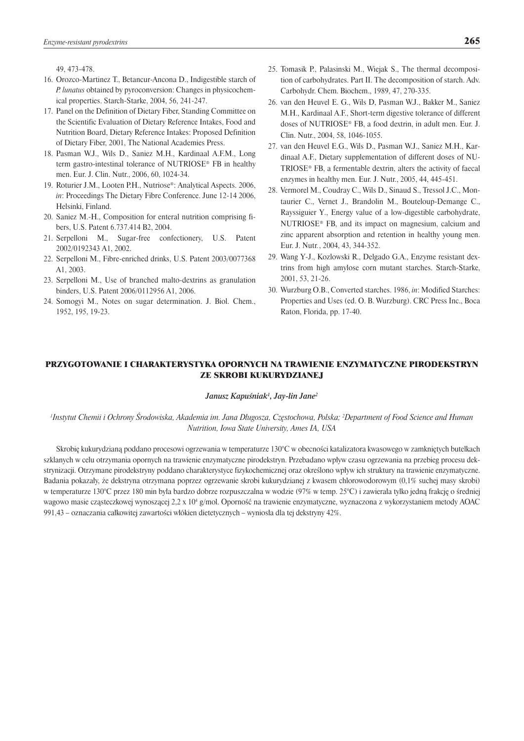49, 473-478.

16. Orozco-Martinez T., Betancur-Ancona D., Indigestible starch of *P. lunatus* obtained by pyroconversion: Changes in physicochemical properties. Starch-Starke, 2004, 56, 241-247.
17. Panel on the Definition of Dietary Fiber, Standing Committee on the Scientific Evaluation of Dietary Reference Intakes, Food and Nutrition Board, Dietary Reference Intakes: Proposed Definition of Dietary Fiber, 2001, The National Academies Press.
18. Pasman W.J., Wils D., Saniez M.H., Kardinaal A.F.M., Long term gastro-intestinal tolerance of NUTRIOSE® FB in healthy men. Eur. J. Clin. Nutr., 2006, 60, 1024-34.
19. Roturier J.M., Looten P.H., Nutriose®: Analytical Aspects. 2006, *in*: Proceedings The Dietary Fibre Conference. June 12-14 2006, Helsinki, Finland.
20. Saniez M.-H., Composition for enteral nutrition comprising fibers, U.S. Patent 6.737.414 B2, 2004.
21. Serpelloni M., Sugar-free confectionery, U.S. Patent 2002/0192343 A1, 2002.
22. Serpelloni M., Fibre-enriched drinks, U.S. Patent 2003/0077368 A1, 2003.
23. Serpelloni M., Use of branched malto-dextrins as granulation binders, U.S. Patent 2006/0112956 A1, 2006.
24. Somogyi M., Notes on sugar determination. J. Biol. Chem., 1952, 195, 19-23.
25. Tomasik P., Palasinski M., Wiejak S., The thermal decomposition of carbohydrates. Part II. The decomposition of starch. Adv. Carbohydr. Chem. Biochem., 1989, 47, 270-335.
26. van den Heuvel E. G., Wils D, Pasman W.J., Bakker M., Saniez M.H., Kardinaal A.F., Short-term digestive tolerance of different doses of NUTRIOSE® FB, a food dextrin, in adult men. Eur. J. Clin. Nutr., 2004, 58, 1046-1055.
27. van den Heuvel E.G., Wils D., Pasman W.J., Saniez M.H., Kardinaal A.F., Dietary supplementation of different doses of NUTRIOSE® FB, a fermentable dextrin, alters the activity of faecal enzymes in healthy men. Eur. J. Nutr., 2005, 44, 445-451.
28. Vermorel M., Coudray C., Wils D., Sinaud S., Tressol J.C., Montaurier C., Vernet J., Brandolin M., Bouteloup-Demange C., Rayssiguier Y., Energy value of a low-digestible carbohydrate, NUTRIOSE® FB, and its impact on magnesium, calcium and zinc apparent absorption and retention in healthy young men. Eur. J. Nutr., 2004, 43, 344-352.
29. Wang Y-J., Kozlowski R., Delgado G.A., Enzyme resistant dextrins from high amylose corn mutant starches. Starch-Starke, 2001, 53, 21-26.
30. Wurzburg O.B., Converted starches. 1986, *in*: Modified Starches: Properties and Uses (ed. O. B. Wurzburg). CRC Press Inc., Boca Raton, Florida, pp. 17-40.

## PRZYGOTOWANIE I CHARAKTERYSTYKA OPORNYCH NA TRAWIENIE ENZYMATYCZNE PIRODEKSTRYN ZE SKROBI KUKURYDZIANEJ

***Janusz Kapuśniak[1], Jay-lin Jane[2]***

*[1]Instytut Chemii i Ochrony Środowiska, Akademia im. Jana Długosza, Częstochowa, Polska; [2]Department of Food Science and Human Nutrition, Iowa State University, Ames IA, USA*

Skrobię kukurydzianą poddano procesowi ogrzewania w temperaturze 130°C w obecności katalizatora kwasowego w zamkniętych butelkach szklanych w celu otrzymania opornych na trawienie enzymatyczne pirodekstryn. Przebadano wpływ czasu ogrzewania na przebieg procesu dekstrynizacji. Otrzymane pirodekstryny poddano charakterystyce fizykochemicznej oraz określono wpływ ich struktury na trawienie enzymatyczne. Badania pokazały, że dekstryna otrzymana poprzez ogrzewanie skrobi kukurydzianej z kwasem chlorowodorowym (0,1% suchej masy skrobi) w temperaturze 130°C przez 180 min była bardzo dobrze rozpuszczalna w wodzie (97% w temp. 25°C) i zawierała tylko jedną frakcję o średniej wagowo masie cząsteczkowej wynoszącej 2,2 x $10^4$ g/mol. Oporność na trawienie enzymatyczne, wyznaczona z wykorzystaniem metody AOAC 991,43 – oznaczania całkowitej zawartości włókien dietetycznych – wyniosła dla tej dekstryny 42%.